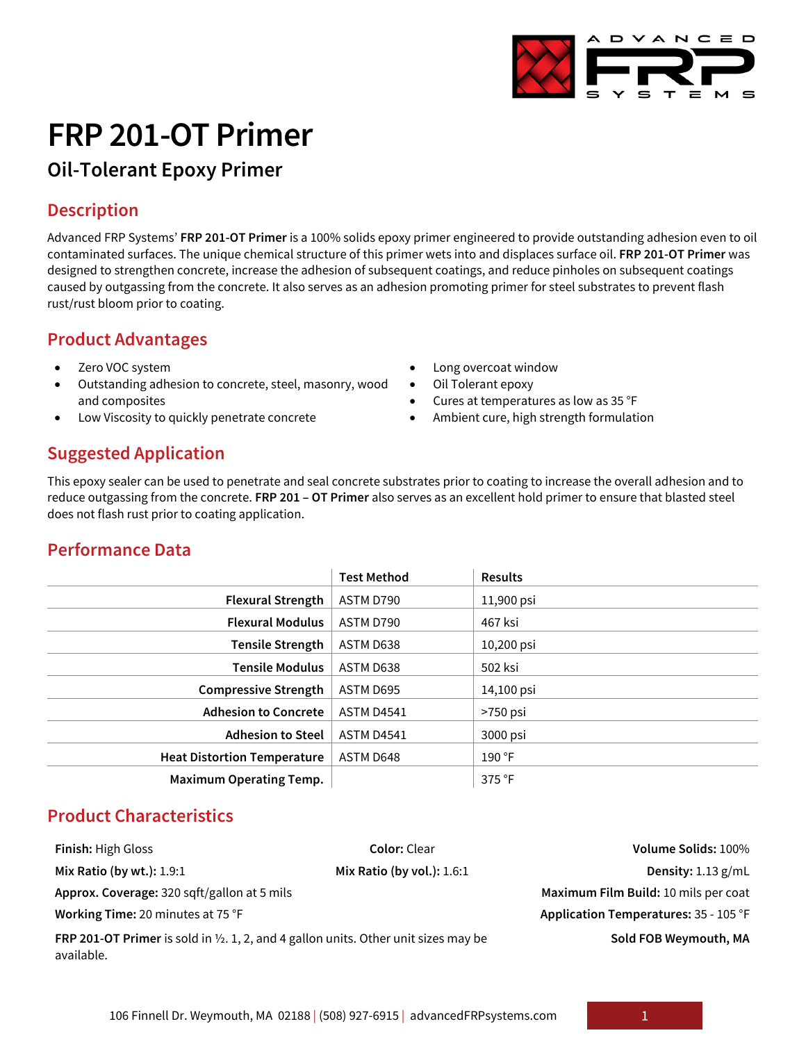# FRP 201-OT Primer

## Oil-Tolerant Epoxy Primer

## Description

Advanced FRP Systems' **FRP 201-OT Primer** is a 100% solids epoxy primer engineered to provide outstanding adhesion even to oil contaminated surfaces. The unique chemical structure of this primer wets into and displaces surface oil. **FRP 201-OT Primer** was designed to strengthen concrete, increase the adhesion of subsequent coatings, and reduce pinholes on subsequent coatings caused by outgassing from the concrete. It also serves as an adhesion promoting primer for steel substrates to prevent flash rust/rust bloom prior to coating.

## Product Advantages

- Zero VOC system
- Outstanding adhesion to concrete, steel, masonry, wood and composites
- Low Viscosity to quickly penetrate concrete
- Long overcoat window
- Oil Tolerant epoxy
- Cures at temperatures as low as 35 °F
- Ambient cure, high strength formulation

## Suggested Application

This epoxy sealer can be used to penetrate and seal concrete substrates prior to coating to increase the overall adhesion and to reduce outgassing from the concrete. **FRP 201 – OT Primer** also serves as an excellent hold primer to ensure that blasted steel does not flash rust prior to coating application.

## Performance Data

| | Test Method | Results |
|---:|---|---|
| **Flexural Strength** | ASTM D790 | 11,900 psi |
| **Flexural Modulus** | ASTM D790 | 467 ksi |
| **Tensile Strength** | ASTM D638 | 10,200 psi |
| **Tensile Modulus** | ASTM D638 | 502 ksi |
| **Compressive Strength** | ASTM D695 | 14,100 psi |
| **Adhesion to Concrete** | ASTM D4541 | >750 psi |
| **Adhesion to Steel** | ASTM D4541 | 3000 psi |
| **Heat Distortion Temperature** | ASTM D648 | 190 °F |
| **Maximum Operating Temp.** | | 375 °F |

## Product Characteristics

**Finish:** High Gloss

**Color:** Clear

**Volume Solids:** 100%

**Mix Ratio (by wt.):** 1.9:1

**Mix Ratio (by vol.):** 1.6:1

**Density:** 1.13 g/mL

**Approx. Coverage:** 320 sqft/gallon at 5 mils

**Maximum Film Build:** 10 mils per coat

**Working Time:** 20 minutes at 75 °F

**Application Temperatures:** 35 - 105 °F

**FRP 201-OT Primer** is sold in ½. 1, 2, and 4 gallon units. Other unit sizes may be available.

**Sold FOB Weymouth, MA**

106 Finnell Dr. Weymouth, MA 02188 | (508) 927-6915 | advancedFRPsystems.com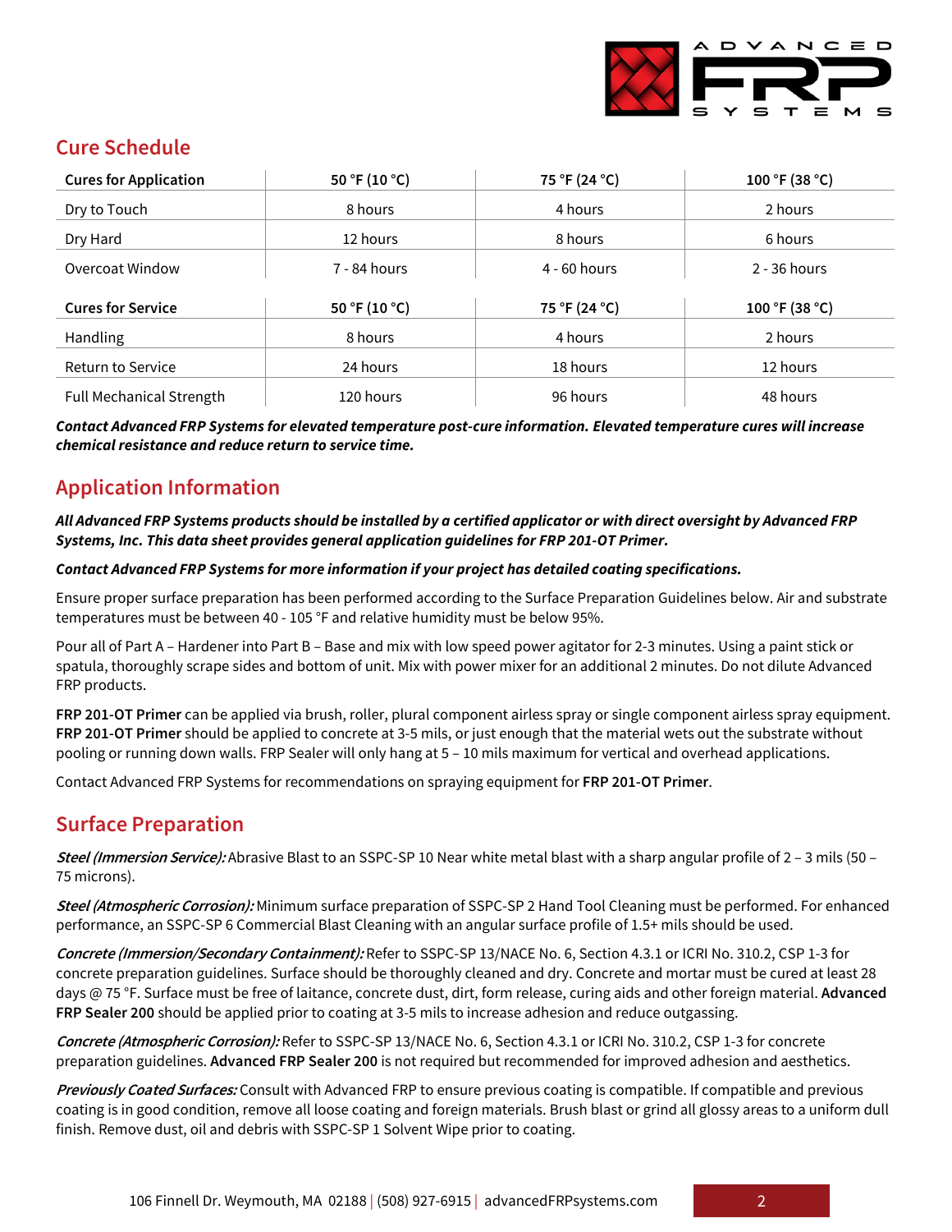## Cure Schedule

| Cures for Application | 50 °F (10 °C) | 75 °F (24 °C) | 100 °F (38 °C) |
|---|---|---|---|
| Dry to Touch | 8 hours | 4 hours | 2 hours |
| Dry Hard | 12 hours | 8 hours | 6 hours |
| Overcoat Window | 7 - 84 hours | 4 - 60 hours | 2 - 36 hours |
| **Cures for Service** | **50 °F (10 °C)** | **75 °F (24 °C)** | **100 °F (38 °C)** |
| Handling | 8 hours | 4 hours | 2 hours |
| Return to Service | 24 hours | 18 hours | 12 hours |
| Full Mechanical Strength | 120 hours | 96 hours | 48 hours |

***Contact Advanced FRP Systems for elevated temperature post-cure information. Elevated temperature cures will increase chemical resistance and reduce return to service time.***

## Application Information

***All Advanced FRP Systems products should be installed by a certified applicator or with direct oversight by Advanced FRP Systems, Inc. This data sheet provides general application guidelines for FRP 201-OT Primer.***

***Contact Advanced FRP Systems for more information if your project has detailed coating specifications.***

Ensure proper surface preparation has been performed according to the Surface Preparation Guidelines below. Air and substrate temperatures must be between 40 - 105 °F and relative humidity must be below 95%.

Pour all of Part A – Hardener into Part B – Base and mix with low speed power agitator for 2-3 minutes. Using a paint stick or spatula, thoroughly scrape sides and bottom of unit. Mix with power mixer for an additional 2 minutes. Do not dilute Advanced FRP products.

**FRP 201-OT Primer** can be applied via brush, roller, plural component airless spray or single component airless spray equipment. **FRP 201-OT Primer** should be applied to concrete at 3-5 mils, or just enough that the material wets out the substrate without pooling or running down walls. FRP Sealer will only hang at 5 – 10 mils maximum for vertical and overhead applications.

Contact Advanced FRP Systems for recommendations on spraying equipment for **FRP 201-OT Primer**.

## Surface Preparation

***Steel (Immersion Service):*** Abrasive Blast to an SSPC-SP 10 Near white metal blast with a sharp angular profile of 2 – 3 mils (50 – 75 microns).

***Steel (Atmospheric Corrosion):*** Minimum surface preparation of SSPC-SP 2 Hand Tool Cleaning must be performed. For enhanced performance, an SSPC-SP 6 Commercial Blast Cleaning with an angular surface profile of 1.5+ mils should be used.

***Concrete (Immersion/Secondary Containment):*** Refer to SSPC-SP 13/NACE No. 6, Section 4.3.1 or ICRI No. 310.2, CSP 1-3 for concrete preparation guidelines. Surface should be thoroughly cleaned and dry. Concrete and mortar must be cured at least 28 days @ 75 °F. Surface must be free of laitance, concrete dust, dirt, form release, curing aids and other foreign material. **Advanced FRP Sealer 200** should be applied prior to coating at 3-5 mils to increase adhesion and reduce outgassing.

***Concrete (Atmospheric Corrosion):*** Refer to SSPC-SP 13/NACE No. 6, Section 4.3.1 or ICRI No. 310.2, CSP 1-3 for concrete preparation guidelines. **Advanced FRP Sealer 200** is not required but recommended for improved adhesion and aesthetics.

***Previously Coated Surfaces:*** Consult with Advanced FRP to ensure previous coating is compatible. If compatible and previous coating is in good condition, remove all loose coating and foreign materials. Brush blast or grind all glossy areas to a uniform dull finish. Remove dust, oil and debris with SSPC-SP 1 Solvent Wipe prior to coating.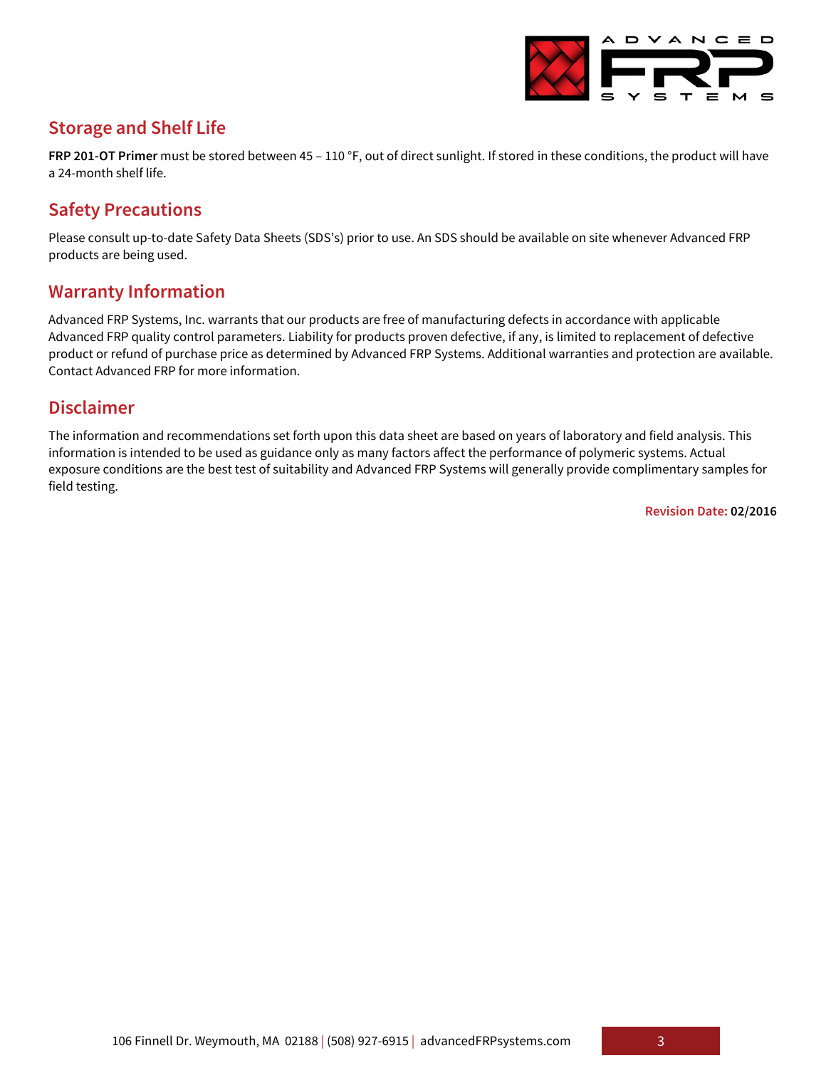## Storage and Shelf Life

**FRP 201-OT Primer** must be stored between 45 – 110 °F, out of direct sunlight. If stored in these conditions, the product will have a 24-month shelf life.

## Safety Precautions

Please consult up-to-date Safety Data Sheets (SDS's) prior to use. An SDS should be available on site whenever Advanced FRP products are being used.

## Warranty Information

Advanced FRP Systems, Inc. warrants that our products are free of manufacturing defects in accordance with applicable Advanced FRP quality control parameters. Liability for products proven defective, if any, is limited to replacement of defective product or refund of purchase price as determined by Advanced FRP Systems. Additional warranties and protection are available. Contact Advanced FRP for more information.

## Disclaimer

The information and recommendations set forth upon this data sheet are based on years of laboratory and field analysis. This information is intended to be used as guidance only as many factors affect the performance of polymeric systems. Actual exposure conditions are the best test of suitability and Advanced FRP Systems will generally provide complimentary samples for field testing.

**Revision Date: 02/2016**